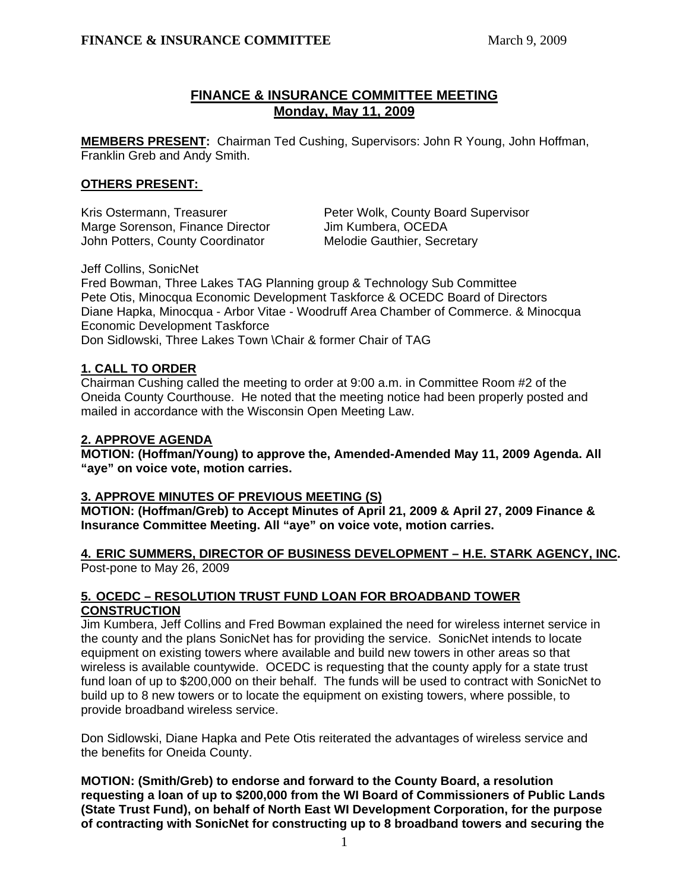# FINANCE & INSURANCE COMMITTEE MEETING
## Monday, May 11, 2009

**MEMBERS PRESENT:** Chairman Ted Cushing, Supervisors: John R Young, John Hoffman, Franklin Greb and Andy Smith.

**OTHERS PRESENT:**

Kris Ostermann, Treasurer
Marge Sorenson, Finance Director
John Potters, County Coordinator
Peter Wolk, County Board Supervisor
Jim Kumbera, OCEDA
Melodie Gauthier, Secretary

Jeff Collins, SonicNet
Fred Bowman, Three Lakes TAG Planning group & Technology Sub Committee
Pete Otis, Minocqua Economic Development Taskforce & OCEDC Board of Directors
Diane Hapka, Minocqua - Arbor Vitae - Woodruff Area Chamber of Commerce. & Minocqua Economic Development Taskforce
Don Sidlowski, Three Lakes Town \Chair & former Chair of TAG

### 1. CALL TO ORDER

Chairman Cushing called the meeting to order at 9:00 a.m. in Committee Room #2 of the Oneida County Courthouse. He noted that the meeting notice had been properly posted and mailed in accordance with the Wisconsin Open Meeting Law.

### 2. APPROVE AGENDA

**MOTION: (Hoffman/Young) to approve the, Amended-Amended May 11, 2009 Agenda. All "aye" on voice vote, motion carries.**

### 3. APPROVE MINUTES OF PREVIOUS MEETING (S)

**MOTION: (Hoffman/Greb) to Accept Minutes of April 21, 2009 & April 27, 2009 Finance & Insurance Committee Meeting. All "aye" on voice vote, motion carries.**

### 4. ERIC SUMMERS, DIRECTOR OF BUSINESS DEVELOPMENT – H.E. STARK AGENCY, INC.

Post-pone to May 26, 2009

### 5. OCEDC – RESOLUTION TRUST FUND LOAN FOR BROADBAND TOWER CONSTRUCTION

Jim Kumbera, Jeff Collins and Fred Bowman explained the need for wireless internet service in the county and the plans SonicNet has for providing the service. SonicNet intends to locate equipment on existing towers where available and build new towers in other areas so that wireless is available countywide. OCEDC is requesting that the county apply for a state trust fund loan of up to $200,000 on their behalf. The funds will be used to contract with SonicNet to build up to 8 new towers or to locate the equipment on existing towers, where possible, to provide broadband wireless service.

Don Sidlowski, Diane Hapka and Pete Otis reiterated the advantages of wireless service and the benefits for Oneida County.

**MOTION: (Smith/Greb) to endorse and forward to the County Board, a resolution requesting a loan of up to $200,000 from the WI Board of Commissioners of Public Lands (State Trust Fund), on behalf of North East WI Development Corporation, for the purpose of contracting with SonicNet for constructing up to 8 broadband towers and securing the**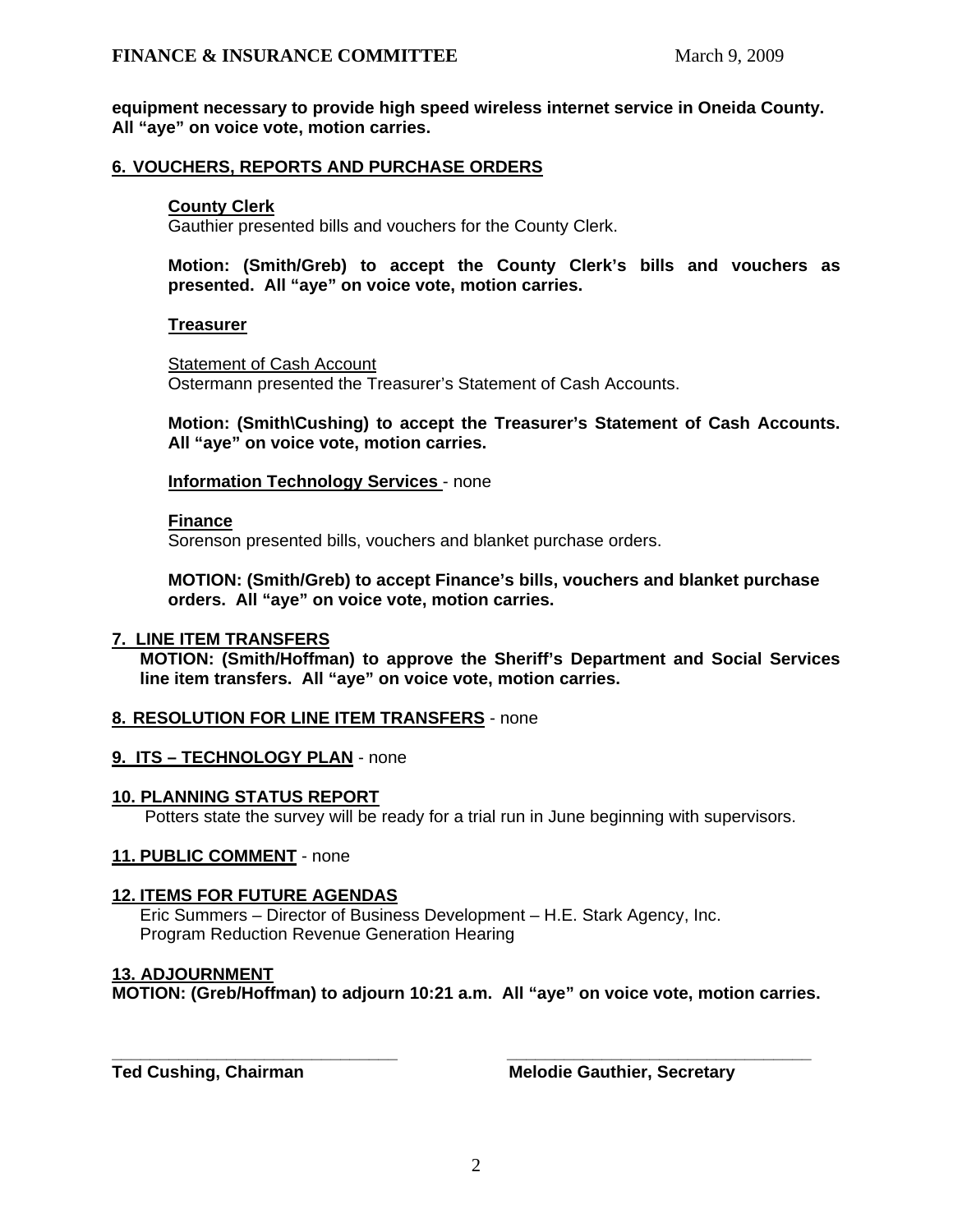**equipment necessary to provide high speed wireless internet service in Oneida County. All "aye" on voice vote, motion carries.**

## 6. VOUCHERS, REPORTS AND PURCHASE ORDERS

**County Clerk**
Gauthier presented bills and vouchers for the County Clerk.

**Motion: (Smith/Greb) to accept the County Clerk's bills and vouchers as presented. All "aye" on voice vote, motion carries.**

**Treasurer**

Statement of Cash Account
Ostermann presented the Treasurer's Statement of Cash Accounts.

**Motion: (Smith\Cushing) to accept the Treasurer's Statement of Cash Accounts. All "aye" on voice vote, motion carries.**

**Information Technology Services** - none

**Finance**
Sorenson presented bills, vouchers and blanket purchase orders.

**MOTION: (Smith/Greb) to accept Finance's bills, vouchers and blanket purchase orders. All "aye" on voice vote, motion carries.**

## 7. LINE ITEM TRANSFERS

**MOTION: (Smith/Hoffman) to approve the Sheriff's Department and Social Services line item transfers. All "aye" on voice vote, motion carries.**

## 8. RESOLUTION FOR LINE ITEM TRANSFERS - none

## 9. ITS – TECHNOLOGY PLAN - none

## 10. PLANNING STATUS REPORT

Potters state the survey will be ready for a trial run in June beginning with supervisors.

## 11. PUBLIC COMMENT - none

## 12. ITEMS FOR FUTURE AGENDAS

Eric Summers – Director of Business Development – H.E. Stark Agency, Inc.
Program Reduction Revenue Generation Hearing

## 13. ADJOURNMENT

**MOTION: (Greb/Hoffman) to adjourn 10:21 a.m. All "aye" on voice vote, motion carries.**

_______________________________ _______________________________

**Ted Cushing, Chairman** **Melodie Gauthier, Secretary**